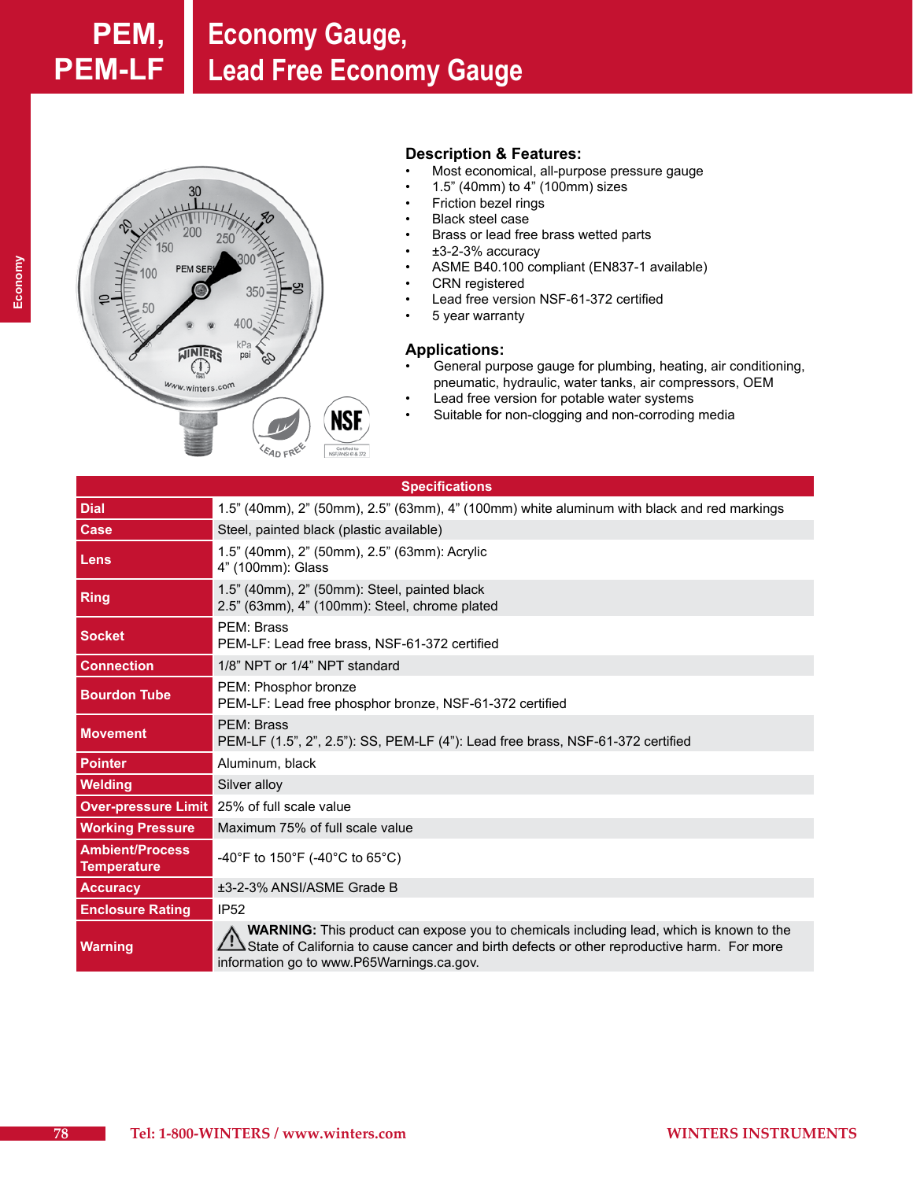# PEM, PEM-LF Economy Gauge, Lead Free Economy Gauge

## Description & Features:

- Most economical, all-purpose pressure gauge
- 1.5" (40mm) to 4" (100mm) sizes
- Friction bezel rings
- Black steel case
- Brass or lead free brass wetted parts
- ±3-2-3% accuracy
- ASME B40.100 compliant (EN837-1 available)
- CRN registered
- Lead free version NSF-61-372 certified
- 5 year warranty

## Applications:

- General purpose gauge for plumbing, heating, air conditioning, pneumatic, hydraulic, water tanks, air compressors, OEM
- Lead free version for potable water systems
- Suitable for non-clogging and non-corroding media

| Specifications | |
|---|---|
| **Dial** | 1.5" (40mm), 2" (50mm), 2.5" (63mm), 4" (100mm) white aluminum with black and red markings |
| **Case** | Steel, painted black (plastic available) |
| **Lens** | 1.5" (40mm), 2" (50mm), 2.5" (63mm): Acrylic<br>4" (100mm): Glass |
| **Ring** | 1.5" (40mm), 2" (50mm): Steel, painted black<br>2.5" (63mm), 4" (100mm): Steel, chrome plated |
| **Socket** | PEM: Brass<br>PEM-LF: Lead free brass, NSF-61-372 certified |
| **Connection** | 1/8" NPT or 1/4" NPT standard |
| **Bourdon Tube** | PEM: Phosphor bronze<br>PEM-LF: Lead free phosphor bronze, NSF-61-372 certified |
| **Movement** | PEM: Brass<br>PEM-LF (1.5", 2", 2.5"): SS, PEM-LF (4"): Lead free brass, NSF-61-372 certified |
| **Pointer** | Aluminum, black |
| **Welding** | Silver alloy |
| **Over-pressure Limit** | 25% of full scale value |
| **Working Pressure** | Maximum 75% of full scale value |
| **Ambient/Process Temperature** | -40°F to 150°F (-40°C to 65°C) |
| **Accuracy** | ±3-2-3% ANSI/ASME Grade B |
| **Enclosure Rating** | IP52 |
| **Warning** | **WARNING:** This product can expose you to chemicals including lead, which is known to the State of California to cause cancer and birth defects or other reproductive harm. For more information go to www.P65Warnings.ca.gov. |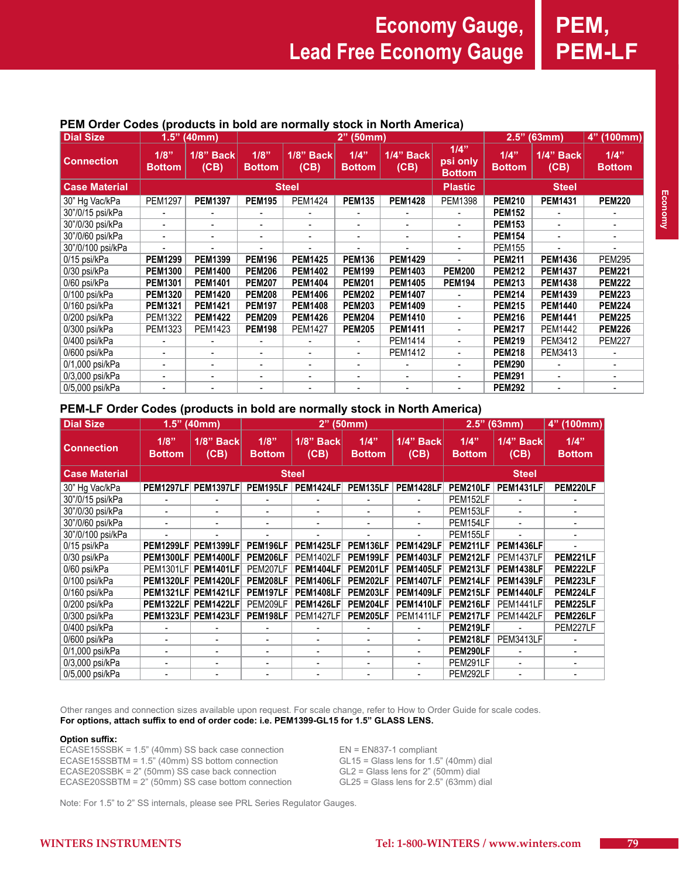# Economy Gauge, Lead Free Economy Gauge

# PEM, PEM-LF

### PEM Order Codes (products in bold are normally stock in North America)

| Dial Size | 1.5" (40mm) | | 2" (50mm) | | | | | 2.5" (63mm) | | 4" (100mm) |
|---|---|---|---|---|---|---|---|---|---|---|
| **Connection** | **1/8" Bottom** | **1/8" Back (CB)** | **1/8" Bottom** | **1/8" Back (CB)** | **1/4" Bottom** | **1/4" Back (CB)** | **1/4" psi only Bottom** | **1/4" Bottom** | **1/4" Back (CB)** | **1/4" Bottom** |
| **Case Material** | Steel | | | | | | Plastic | Steel | | |
| 30" Hg Vac/kPa | PEM1297 | **PEM1397** | **PEM195** | PEM1424 | **PEM135** | **PEM1428** | PEM1398 | **PEM210** | **PEM1431** | **PEM220** |
| 30"/0/15 psi/kPa | - | - | - | - | - | - | - | **PEM152** | - | - |
| 30"/0/30 psi/kPa | - | - | - | - | - | - | - | **PEM153** | - | - |
| 30"/0/60 psi/kPa | - | - | - | - | - | - | - | **PEM154** | - | - |
| 30"/0/100 psi/kPa | - | - | - | - | - | - | - | PEM155 | - | - |
| 0/15 psi/kPa | **PEM1299** | **PEM1399** | **PEM196** | **PEM1425** | **PEM136** | **PEM1429** | - | **PEM211** | **PEM1436** | PEM295 |
| 0/30 psi/kPa | **PEM1300** | **PEM1400** | **PEM206** | **PEM1402** | **PEM199** | **PEM1403** | **PEM200** | **PEM212** | **PEM1437** | **PEM221** |
| 0/60 psi/kPa | **PEM1301** | **PEM1401** | **PEM207** | **PEM1404** | **PEM201** | **PEM1405** | **PEM194** | **PEM213** | **PEM1438** | **PEM222** |
| 0/100 psi/kPa | **PEM1320** | **PEM1420** | **PEM208** | **PEM1406** | **PEM202** | **PEM1407** | - | **PEM214** | **PEM1439** | **PEM223** |
| 0/160 psi/kPa | **PEM1321** | **PEM1421** | **PEM197** | **PEM1408** | **PEM203** | **PEM1409** | - | **PEM215** | **PEM1440** | **PEM224** |
| 0/200 psi/kPa | PEM1322 | **PEM1422** | **PEM209** | **PEM1426** | **PEM204** | **PEM1410** | - | **PEM216** | **PEM1441** | **PEM225** |
| 0/300 psi/kPa | PEM1323 | PEM1423 | **PEM198** | PEM1427 | **PEM205** | **PEM1411** | - | **PEM217** | PEM1442 | **PEM226** |
| 0/400 psi/kPa | - | - | - | - | - | PEM1414 | - | **PEM219** | PEM3412 | PEM227 |
| 0/600 psi/kPa | - | - | - | - | - | PEM1412 | - | **PEM218** | PEM3413 | - |
| 0/1,000 psi/kPa | - | - | - | - | - | - | - | **PEM290** | - | - |
| 0/3,000 psi/kPa | - | - | - | - | - | - | - | **PEM291** | - | - |
| 0/5,000 psi/kPa | - | - | - | - | - | - | - | **PEM292** | - | - |

### PEM-LF Order Codes (products in bold are normally stock in North America)

| Dial Size | 1.5" (40mm) | | 2" (50mm) | | | | 2.5" (63mm) | | 4" (100mm) |
|---|---|---|---|---|---|---|---|---|---|
| **Connection** | **1/8" Bottom** | **1/8" Back (CB)** | **1/8" Bottom** | **1/8" Back (CB)** | **1/4" Bottom** | **1/4" Back (CB)** | **1/4" Bottom** | **1/4" Back (CB)** | **1/4" Bottom** |
| **Case Material** | Steel | | | | | | Steel | | |
| 30" Hg Vac/kPa | **PEM1297LF** | **PEM1397LF** | **PEM195LF** | **PEM1424LF** | **PEM135LF** | **PEM1428LF** | **PEM210LF** | **PEM1431LF** | **PEM220LF** |
| 30"/0/15 psi/kPa | - | - | - | - | - | - | PEM152LF | - | - |
| 30"/0/30 psi/kPa | - | - | - | - | - | - | PEM153LF | - | - |
| 30"/0/60 psi/kPa | - | - | - | - | - | - | PEM154LF | - | - |
| 30"/0/100 psi/kPa | - | - | - | - | - | - | PEM155LF | - | - |
| 0/15 psi/kPa | **PEM1299LF** | **PEM1399LF** | **PEM196LF** | **PEM1425LF** | **PEM136LF** | **PEM1429LF** | **PEM211LF** | **PEM1436LF** | - |
| 0/30 psi/kPa | **PEM1300LF** | **PEM1400LF** | **PEM206LF** | PEM1402LF | **PEM199LF** | **PEM1403LF** | **PEM212LF** | PEM1437LF | **PEM221LF** |
| 0/60 psi/kPa | PEM1301LF | **PEM1401LF** | PEM207LF | **PEM1404LF** | **PEM201LF** | **PEM1405LF** | **PEM213LF** | **PEM1438LF** | **PEM222LF** |
| 0/100 psi/kPa | **PEM1320LF** | **PEM1420LF** | **PEM208LF** | **PEM1406LF** | **PEM202LF** | **PEM1407LF** | **PEM214LF** | **PEM1439LF** | **PEM223LF** |
| 0/160 psi/kPa | **PEM1321LF** | **PEM1421LF** | **PEM197LF** | **PEM1408LF** | **PEM203LF** | **PEM1409LF** | **PEM215LF** | **PEM1440LF** | **PEM224LF** |
| 0/200 psi/kPa | **PEM1322LF** | **PEM1422LF** | PEM209LF | **PEM1426LF** | **PEM204LF** | **PEM1410LF** | **PEM216LF** | PEM1441LF | **PEM225LF** |
| 0/300 psi/kPa | **PEM1323LF** | **PEM1423LF** | **PEM198LF** | PEM1427LF | **PEM205LF** | PEM1411LF | **PEM217LF** | PEM1442LF | **PEM226LF** |
| 0/400 psi/kPa | - | - | - | - | - | - | **PEM219LF** | - | PEM227LF |
| 0/600 psi/kPa | - | - | - | - | - | - | **PEM218LF** | PEM3413LF | - |
| 0/1,000 psi/kPa | - | - | - | - | - | - | **PEM290LF** | - | - |
| 0/3,000 psi/kPa | - | - | - | - | - | - | PEM291LF | - | - |
| 0/5,000 psi/kPa | - | - | - | - | - | - | PEM292LF | - | - |

Other ranges and connection sizes available upon request. For scale change, refer to How to Order Guide for scale codes.
**For options, attach suffix to end of order code: i.e. PEM1399-GL15 for 1.5" GLASS LENS.**

**Option suffix:**

ECASE15SSBK = 1.5" (40mm) SS back case connection
ECASE15SSBTM = 1.5" (40mm) SS bottom connection
ECASE20SSBK = 2" (50mm) SS case back connection
ECASE20SSBTM = 2" (50mm) SS case bottom connection

EN = EN837-1 compliant
GL15 = Glass lens for 1.5" (40mm) dial
GL2 = Glass lens for 2" (50mm) dial
GL25 = Glass lens for 2.5" (63mm) dial

Note: For 1.5" to 2" SS internals, please see PRL Series Regulator Gauges.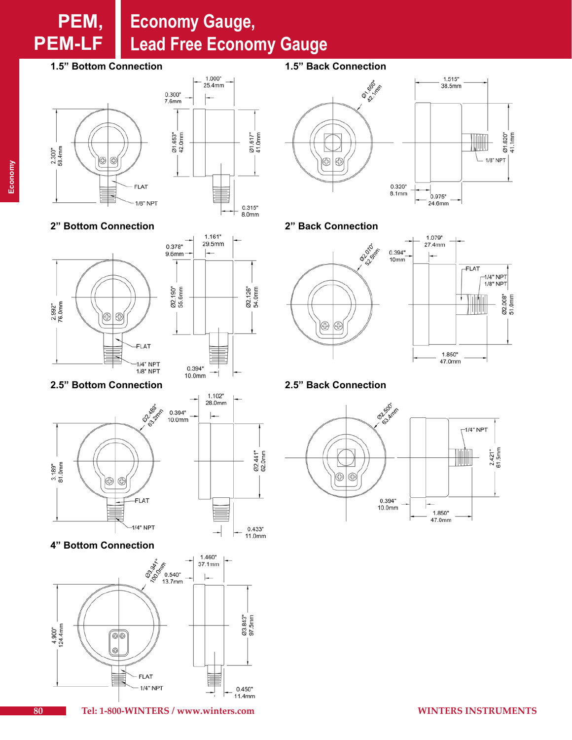# PEM, PEM-LF — Economy Gauge, Lead Free Economy Gauge

## 1.5” Bottom Connection

1.000"
25.4mm
0.300"
7.6mm
2.300"
58.4mm
Ø1.653"
42.0mm
Ø1.617"
41.0mm
FLAT
1/8" NPT
0.315"
8.0mm

## 1.5” Back Connection

Ø1.660"
42.1mm
1.515"
38.5mm
Ø1.620"
41.1mm
1/8" NPT
0.320"
8.1mm
0.975"
24.6mm

## 2” Bottom Connection

1.161"
29.5mm
0.378"
9.6mm
2.992"
76.0mm
Ø2.190"
55.6mm
Ø2.126"
54.0mm
FLAT
1/4" NPT
1/8" NPT
0.394"
10.0mm

## 2” Back Connection

Ø2.070"
52.5mm
1.079"
27.4mm
0.394"
10mm
FLAT
1/4" NPT
1/8" NPT
Ø2.008"
51.0mm
1.850"
47.0mm

## 2.5” Bottom Connection

1.102"
28.0mm
Ø2.488"
63.2mm
0.394"
10.0mm
3.189"
81.0mm
Ø2.441"
62.0mm
FLAT
1/4" NPT
0.433"
11.0mm

## 2.5” Back Connection

Ø2.500"
63.4mm
1/4" NPT
2.421"
61.5mm
0.394"
10.0mm
1.850"
47.0mm

## 4” Bottom Connection

1.460"
37.1mm
Ø3.941"
100.0mm
0.540"
13.7mm
4.900"
124.4mm
Ø3.843"
97.5mm
FLAT
1/4" NPT
0.450"
11.4mm

Tel: 1-800-WINTERS / www.winters.com
WINTERS INSTRUMENTS